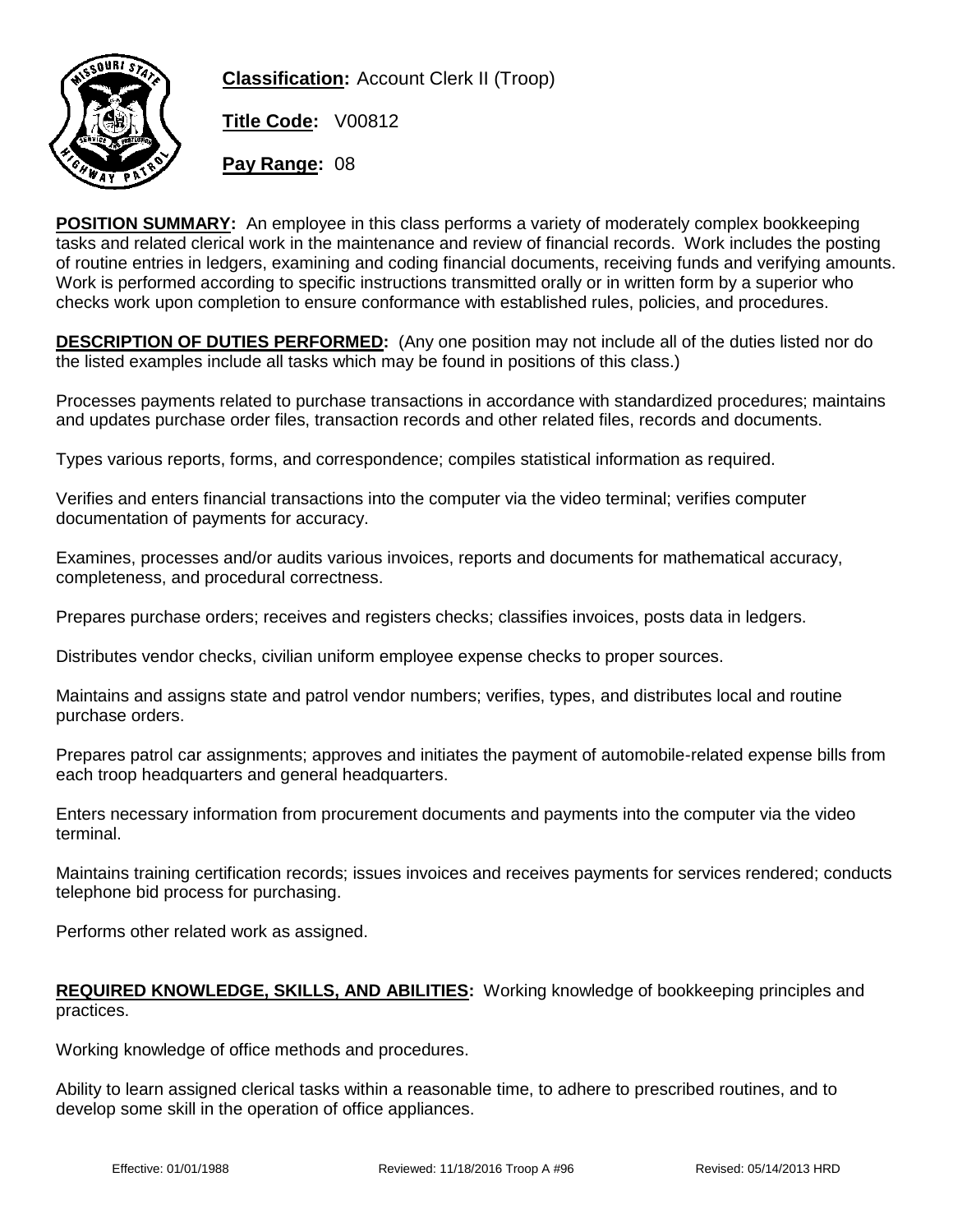**Classification:** Account Clerk II (Troop)

**Title Code:** V00812

**Pay Range:** 08

**POSITION SUMMARY:** An employee in this class performs a variety of moderately complex bookkeeping tasks and related clerical work in the maintenance and review of financial records. Work includes the posting of routine entries in ledgers, examining and coding financial documents, receiving funds and verifying amounts. Work is performed according to specific instructions transmitted orally or in written form by a superior who checks work upon completion to ensure conformance with established rules, policies, and procedures.

**DESCRIPTION OF DUTIES PERFORMED:** (Any one position may not include all of the duties listed nor do the listed examples include all tasks which may be found in positions of this class.)

Processes payments related to purchase transactions in accordance with standardized procedures; maintains and updates purchase order files, transaction records and other related files, records and documents.

Types various reports, forms, and correspondence; compiles statistical information as required.

Verifies and enters financial transactions into the computer via the video terminal; verifies computer documentation of payments for accuracy.

Examines, processes and/or audits various invoices, reports and documents for mathematical accuracy, completeness, and procedural correctness.

Prepares purchase orders; receives and registers checks; classifies invoices, posts data in ledgers.

Distributes vendor checks, civilian uniform employee expense checks to proper sources.

Maintains and assigns state and patrol vendor numbers; verifies, types, and distributes local and routine purchase orders.

Prepares patrol car assignments; approves and initiates the payment of automobile-related expense bills from each troop headquarters and general headquarters.

Enters necessary information from procurement documents and payments into the computer via the video terminal.

Maintains training certification records; issues invoices and receives payments for services rendered; conducts telephone bid process for purchasing.

Performs other related work as assigned.

**REQUIRED KNOWLEDGE, SKILLS, AND ABILITIES:** Working knowledge of bookkeeping principles and practices.

Working knowledge of office methods and procedures.

Ability to learn assigned clerical tasks within a reasonable time, to adhere to prescribed routines, and to develop some skill in the operation of office appliances.

Effective: 01/01/1988 Reviewed: 11/18/2016 Troop A #96 Revised: 05/14/2013 HRD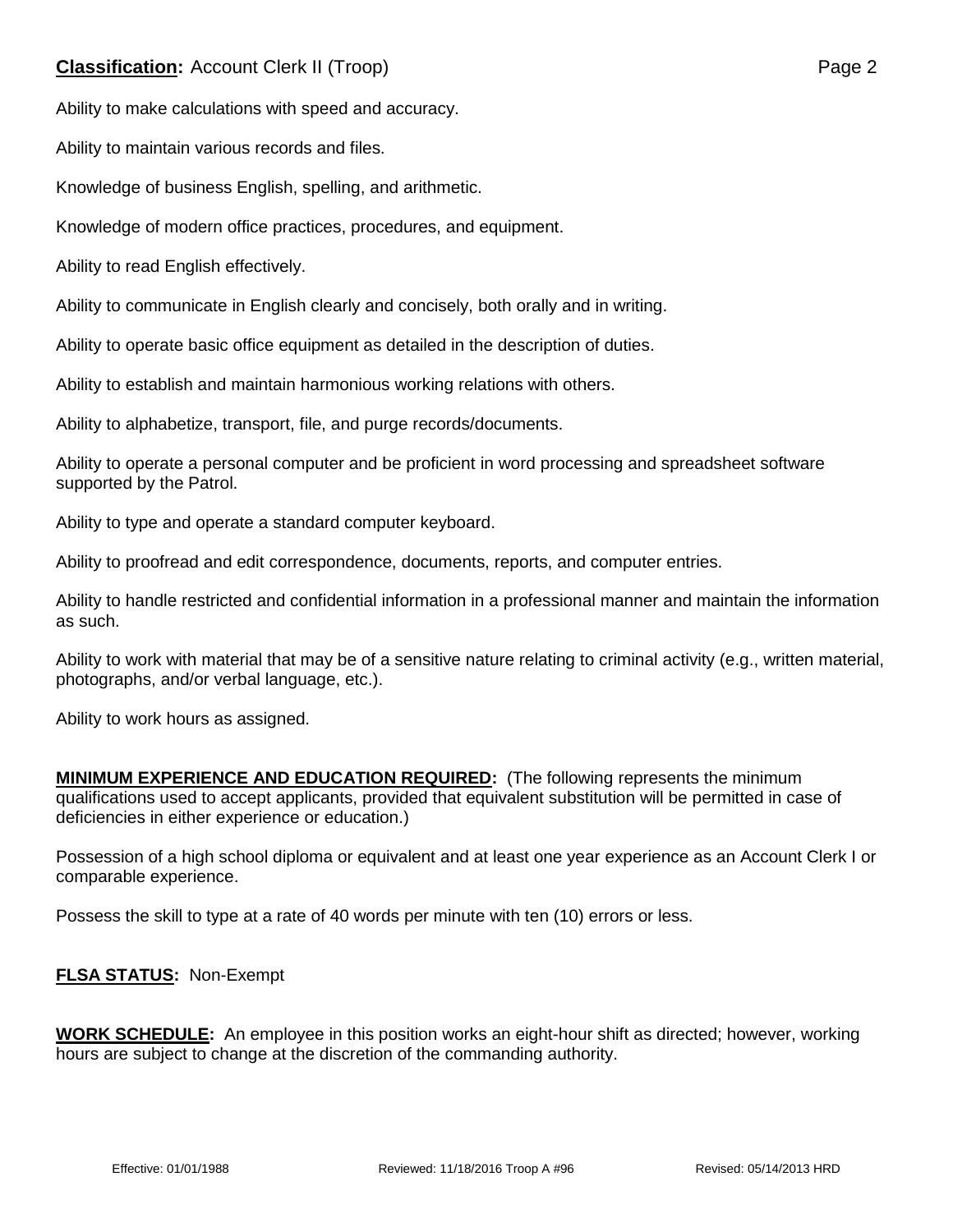Ability to make calculations with speed and accuracy.

Ability to maintain various records and files.

Knowledge of business English, spelling, and arithmetic.

Knowledge of modern office practices, procedures, and equipment.

Ability to read English effectively.

Ability to communicate in English clearly and concisely, both orally and in writing.

Ability to operate basic office equipment as detailed in the description of duties.

Ability to establish and maintain harmonious working relations with others.

Ability to alphabetize, transport, file, and purge records/documents.

Ability to operate a personal computer and be proficient in word processing and spreadsheet software supported by the Patrol.

Ability to type and operate a standard computer keyboard.

Ability to proofread and edit correspondence, documents, reports, and computer entries.

Ability to handle restricted and confidential information in a professional manner and maintain the information as such.

Ability to work with material that may be of a sensitive nature relating to criminal activity (e.g., written material, photographs, and/or verbal language, etc.).

Ability to work hours as assigned.

**MINIMUM EXPERIENCE AND EDUCATION REQUIRED:** (The following represents the minimum qualifications used to accept applicants, provided that equivalent substitution will be permitted in case of deficiencies in either experience or education.)

Possession of a high school diploma or equivalent and at least one year experience as an Account Clerk I or comparable experience.

Possess the skill to type at a rate of 40 words per minute with ten (10) errors or less.

**FLSA STATUS:** Non-Exempt

**WORK SCHEDULE:** An employee in this position works an eight-hour shift as directed; however, working hours are subject to change at the discretion of the commanding authority.